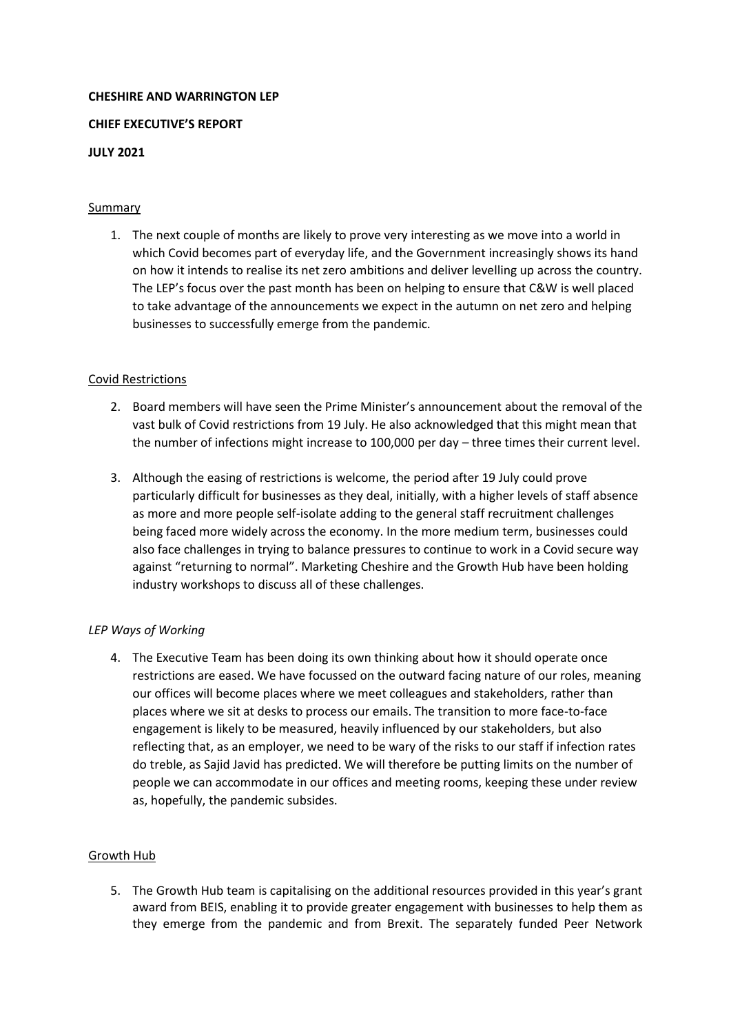**CHESHIRE AND WARRINGTON LEP**

**CHIEF EXECUTIVE'S REPORT**

**JULY 2021**

## Summary

1. The next couple of months are likely to prove very interesting as we move into a world in which Covid becomes part of everyday life, and the Government increasingly shows its hand on how it intends to realise its net zero ambitions and deliver levelling up across the country. The LEP's focus over the past month has been on helping to ensure that C&W is well placed to take advantage of the announcements we expect in the autumn on net zero and helping businesses to successfully emerge from the pandemic.

## Covid Restrictions

2. Board members will have seen the Prime Minister's announcement about the removal of the vast bulk of Covid restrictions from 19 July. He also acknowledged that this might mean that the number of infections might increase to 100,000 per day – three times their current level.

3. Although the easing of restrictions is welcome, the period after 19 July could prove particularly difficult for businesses as they deal, initially, with a higher levels of staff absence as more and more people self-isolate adding to the general staff recruitment challenges being faced more widely across the economy. In the more medium term, businesses could also face challenges in trying to balance pressures to continue to work in a Covid secure way against "returning to normal". Marketing Cheshire and the Growth Hub have been holding industry workshops to discuss all of these challenges.

### *LEP Ways of Working*

4. The Executive Team has been doing its own thinking about how it should operate once restrictions are eased. We have focussed on the outward facing nature of our roles, meaning our offices will become places where we meet colleagues and stakeholders, rather than places where we sit at desks to process our emails. The transition to more face-to-face engagement is likely to be measured, heavily influenced by our stakeholders, but also reflecting that, as an employer, we need to be wary of the risks to our staff if infection rates do treble, as Sajid Javid has predicted. We will therefore be putting limits on the number of people we can accommodate in our offices and meeting rooms, keeping these under review as, hopefully, the pandemic subsides.

## Growth Hub

5. The Growth Hub team is capitalising on the additional resources provided in this year's grant award from BEIS, enabling it to provide greater engagement with businesses to help them as they emerge from the pandemic and from Brexit. The separately funded Peer Network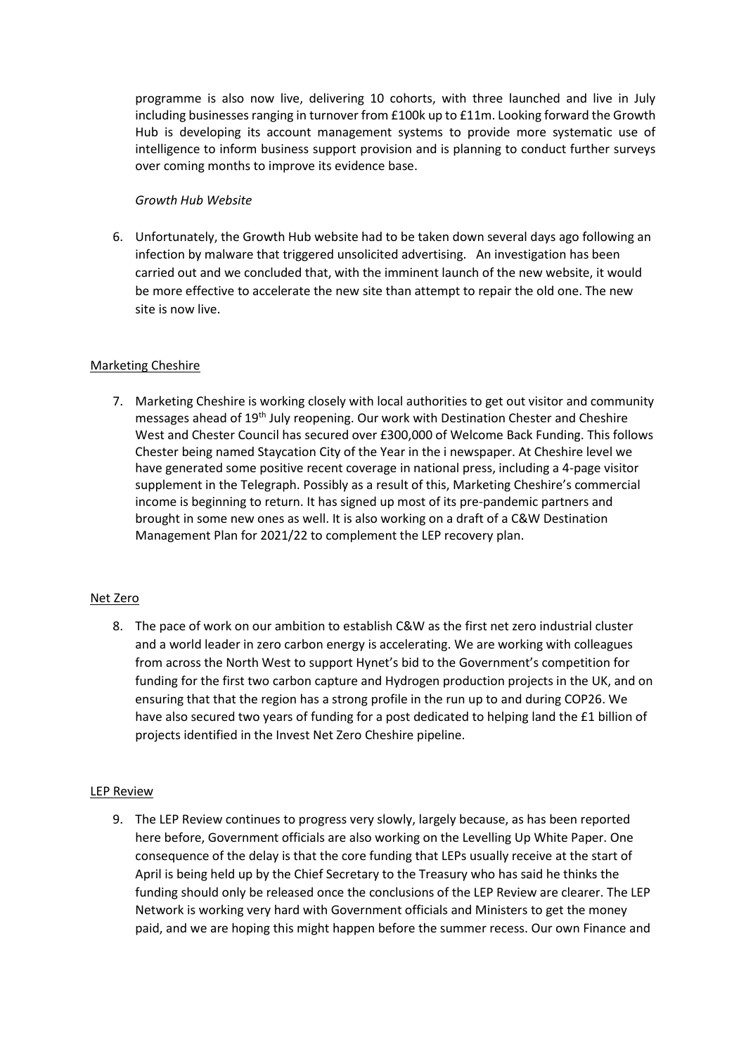programme is also now live, delivering 10 cohorts, with three launched and live in July including businesses ranging in turnover from £100k up to £11m. Looking forward the Growth Hub is developing its account management systems to provide more systematic use of intelligence to inform business support provision and is planning to conduct further surveys over coming months to improve its evidence base.

*Growth Hub Website*

6. Unfortunately, the Growth Hub website had to be taken down several days ago following an infection by malware that triggered unsolicited advertising. An investigation has been carried out and we concluded that, with the imminent launch of the new website, it would be more effective to accelerate the new site than attempt to repair the old one. The new site is now live.

## Marketing Cheshire

7. Marketing Cheshire is working closely with local authorities to get out visitor and community messages ahead of 19th July reopening. Our work with Destination Chester and Cheshire West and Chester Council has secured over £300,000 of Welcome Back Funding. This follows Chester being named Staycation City of the Year in the i newspaper. At Cheshire level we have generated some positive recent coverage in national press, including a 4-page visitor supplement in the Telegraph. Possibly as a result of this, Marketing Cheshire's commercial income is beginning to return. It has signed up most of its pre-pandemic partners and brought in some new ones as well. It is also working on a draft of a C&W Destination Management Plan for 2021/22 to complement the LEP recovery plan.

## Net Zero

8. The pace of work on our ambition to establish C&W as the first net zero industrial cluster and a world leader in zero carbon energy is accelerating. We are working with colleagues from across the North West to support Hynet's bid to the Government's competition for funding for the first two carbon capture and Hydrogen production projects in the UK, and on ensuring that that the region has a strong profile in the run up to and during COP26. We have also secured two years of funding for a post dedicated to helping land the £1 billion of projects identified in the Invest Net Zero Cheshire pipeline.

## LEP Review

9. The LEP Review continues to progress very slowly, largely because, as has been reported here before, Government officials are also working on the Levelling Up White Paper. One consequence of the delay is that the core funding that LEPs usually receive at the start of April is being held up by the Chief Secretary to the Treasury who has said he thinks the funding should only be released once the conclusions of the LEP Review are clearer. The LEP Network is working very hard with Government officials and Ministers to get the money paid, and we are hoping this might happen before the summer recess. Our own Finance and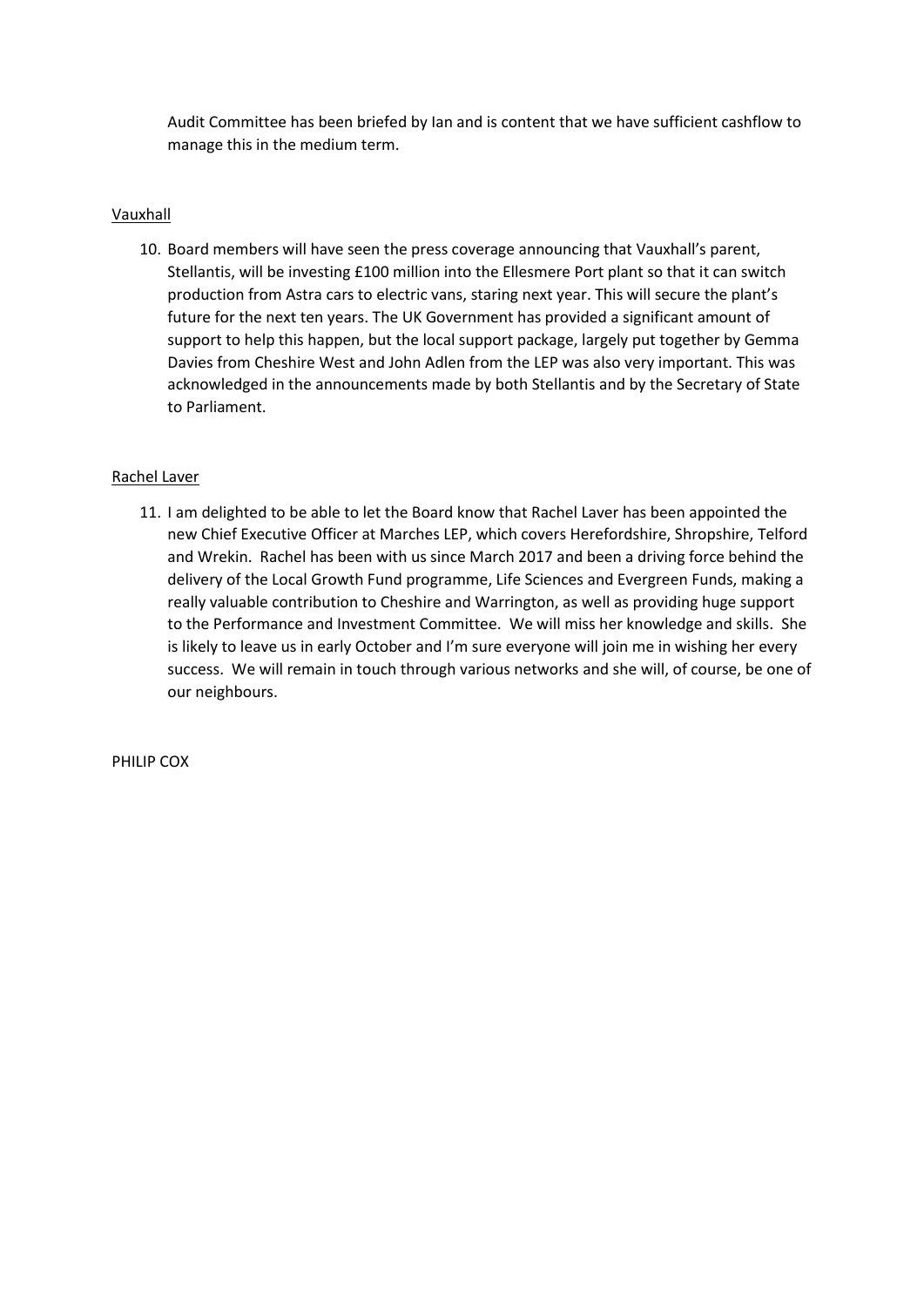Audit Committee has been briefed by Ian and is content that we have sufficient cashflow to manage this in the medium term.

<u>Vauxhall</u>

10. Board members will have seen the press coverage announcing that Vauxhall's parent, Stellantis, will be investing £100 million into the Ellesmere Port plant so that it can switch production from Astra cars to electric vans, staring next year. This will secure the plant's future for the next ten years. The UK Government has provided a significant amount of support to help this happen, but the local support package, largely put together by Gemma Davies from Cheshire West and John Adlen from the LEP was also very important. This was acknowledged in the announcements made by both Stellantis and by the Secretary of State to Parliament.

<u>Rachel Laver</u>

11. I am delighted to be able to let the Board know that Rachel Laver has been appointed the new Chief Executive Officer at Marches LEP, which covers Herefordshire, Shropshire, Telford and Wrekin. Rachel has been with us since March 2017 and been a driving force behind the delivery of the Local Growth Fund programme, Life Sciences and Evergreen Funds, making a really valuable contribution to Cheshire and Warrington, as well as providing huge support to the Performance and Investment Committee. We will miss her knowledge and skills. She is likely to leave us in early October and I'm sure everyone will join me in wishing her every success. We will remain in touch through various networks and she will, of course, be one of our neighbours.

PHILIP COX